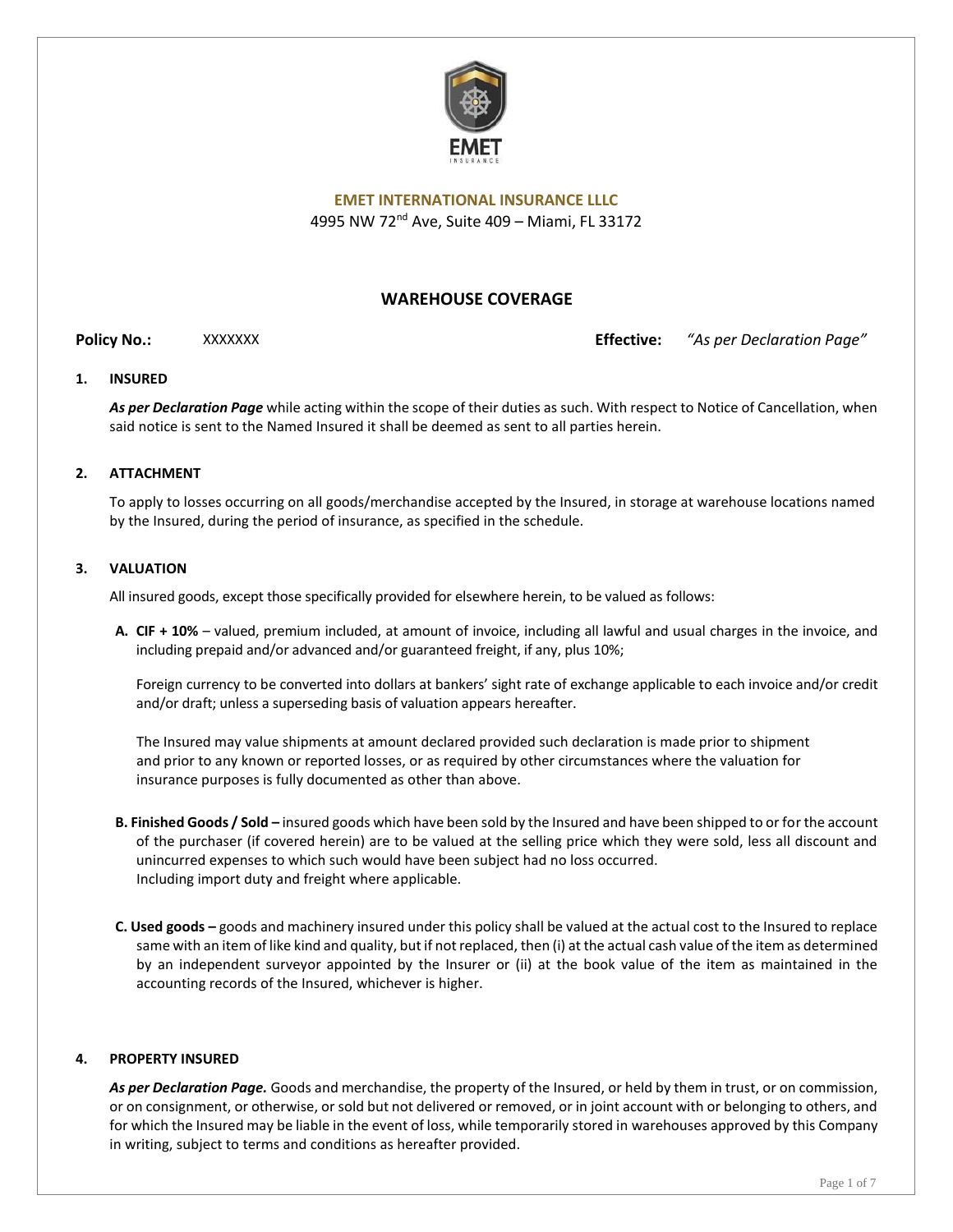EMET
INSURANCE

**EMET INTERNATIONAL INSURANCE LLLC**
4995 NW 72nd Ave, Suite 409 – Miami, FL 33172

# WAREHOUSE COVERAGE

**Policy No.:** XXXXXXX **Effective:** *"As per Declaration Page"*

## 1. INSURED

***As per Declaration Page*** while acting within the scope of their duties as such. With respect to Notice of Cancellation, when said notice is sent to the Named Insured it shall be deemed as sent to all parties herein.

## 2. ATTACHMENT

To apply to losses occurring on all goods/merchandise accepted by the Insured, in storage at warehouse locations named by the Insured, during the period of insurance, as specified in the schedule.

## 3. VALUATION

All insured goods, except those specifically provided for elsewhere herein, to be valued as follows:

**A. CIF + 10%** – valued, premium included, at amount of invoice, including all lawful and usual charges in the invoice, and including prepaid and/or advanced and/or guaranteed freight, if any, plus 10%;

Foreign currency to be converted into dollars at bankers' sight rate of exchange applicable to each invoice and/or credit and/or draft; unless a superseding basis of valuation appears hereafter.

The Insured may value shipments at amount declared provided such declaration is made prior to shipment and prior to any known or reported losses, or as required by other circumstances where the valuation for insurance purposes is fully documented as other than above.

**B. Finished Goods / Sold –** insured goods which have been sold by the Insured and have been shipped to or for the account of the purchaser (if covered herein) are to be valued at the selling price which they were sold, less all discount and unincurred expenses to which such would have been subject had no loss occurred.
Including import duty and freight where applicable.

**C. Used goods –** goods and machinery insured under this policy shall be valued at the actual cost to the Insured to replace same with an item of like kind and quality, but if not replaced, then (i) at the actual cash value of the item as determined by an independent surveyor appointed by the Insurer or (ii) at the book value of the item as maintained in the accounting records of the Insured, whichever is higher.

## 4. PROPERTY INSURED

***As per Declaration Page.*** Goods and merchandise, the property of the Insured, or held by them in trust, or on commission, or on consignment, or otherwise, or sold but not delivered or removed, or in joint account with or belonging to others, and for which the Insured may be liable in the event of loss, while temporarily stored in warehouses approved by this Company in writing, subject to terms and conditions as hereafter provided.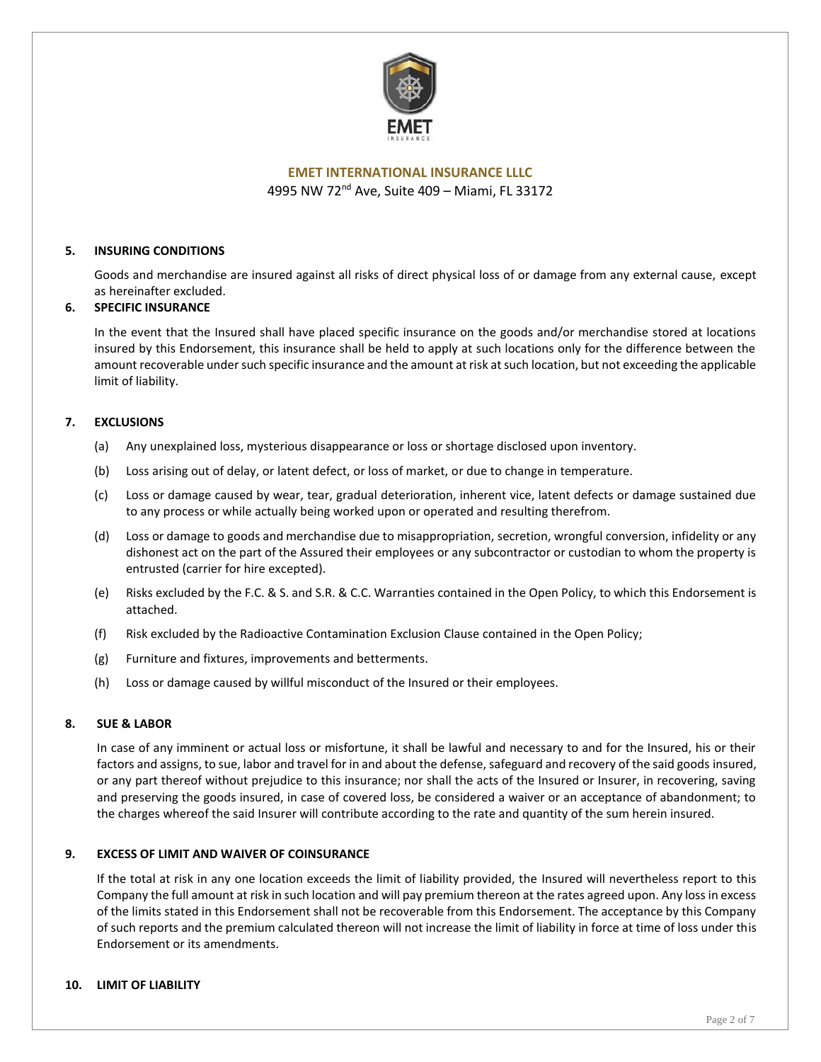**EMET INTERNATIONAL INSURANCE LLLC**
4995 NW 72nd Ave, Suite 409 – Miami, FL 33172

## 5. INSURING CONDITIONS

Goods and merchandise are insured against all risks of direct physical loss of or damage from any external cause, except as hereinafter excluded.

## 6. SPECIFIC INSURANCE

In the event that the Insured shall have placed specific insurance on the goods and/or merchandise stored at locations insured by this Endorsement, this insurance shall be held to apply at such locations only for the difference between the amount recoverable under such specific insurance and the amount at risk at such location, but not exceeding the applicable limit of liability.

## 7. EXCLUSIONS

(a) Any unexplained loss, mysterious disappearance or loss or shortage disclosed upon inventory.

(b) Loss arising out of delay, or latent defect, or loss of market, or due to change in temperature.

(c) Loss or damage caused by wear, tear, gradual deterioration, inherent vice, latent defects or damage sustained due to any process or while actually being worked upon or operated and resulting therefrom.

(d) Loss or damage to goods and merchandise due to misappropriation, secretion, wrongful conversion, infidelity or any dishonest act on the part of the Assured their employees or any subcontractor or custodian to whom the property is entrusted (carrier for hire excepted).

(e) Risks excluded by the F.C. & S. and S.R. & C.C. Warranties contained in the Open Policy, to which this Endorsement is attached.

(f) Risk excluded by the Radioactive Contamination Exclusion Clause contained in the Open Policy;

(g) Furniture and fixtures, improvements and betterments.

(h) Loss or damage caused by willful misconduct of the Insured or their employees.

## 8. SUE & LABOR

In case of any imminent or actual loss or misfortune, it shall be lawful and necessary to and for the Insured, his or their factors and assigns, to sue, labor and travel for in and about the defense, safeguard and recovery of the said goods insured, or any part thereof without prejudice to this insurance; nor shall the acts of the Insured or Insurer, in recovering, saving and preserving the goods insured, in case of covered loss, be considered a waiver or an acceptance of abandonment; to the charges whereof the said Insurer will contribute according to the rate and quantity of the sum herein insured.

## 9. EXCESS OF LIMIT AND WAIVER OF COINSURANCE

If the total at risk in any one location exceeds the limit of liability provided, the Insured will nevertheless report to this Company the full amount at risk in such location and will pay premium thereon at the rates agreed upon. Any loss in excess of the limits stated in this Endorsement shall not be recoverable from this Endorsement. The acceptance by this Company of such reports and the premium calculated thereon will not increase the limit of liability in force at time of loss under this Endorsement or its amendments.

## 10. LIMIT OF LIABILITY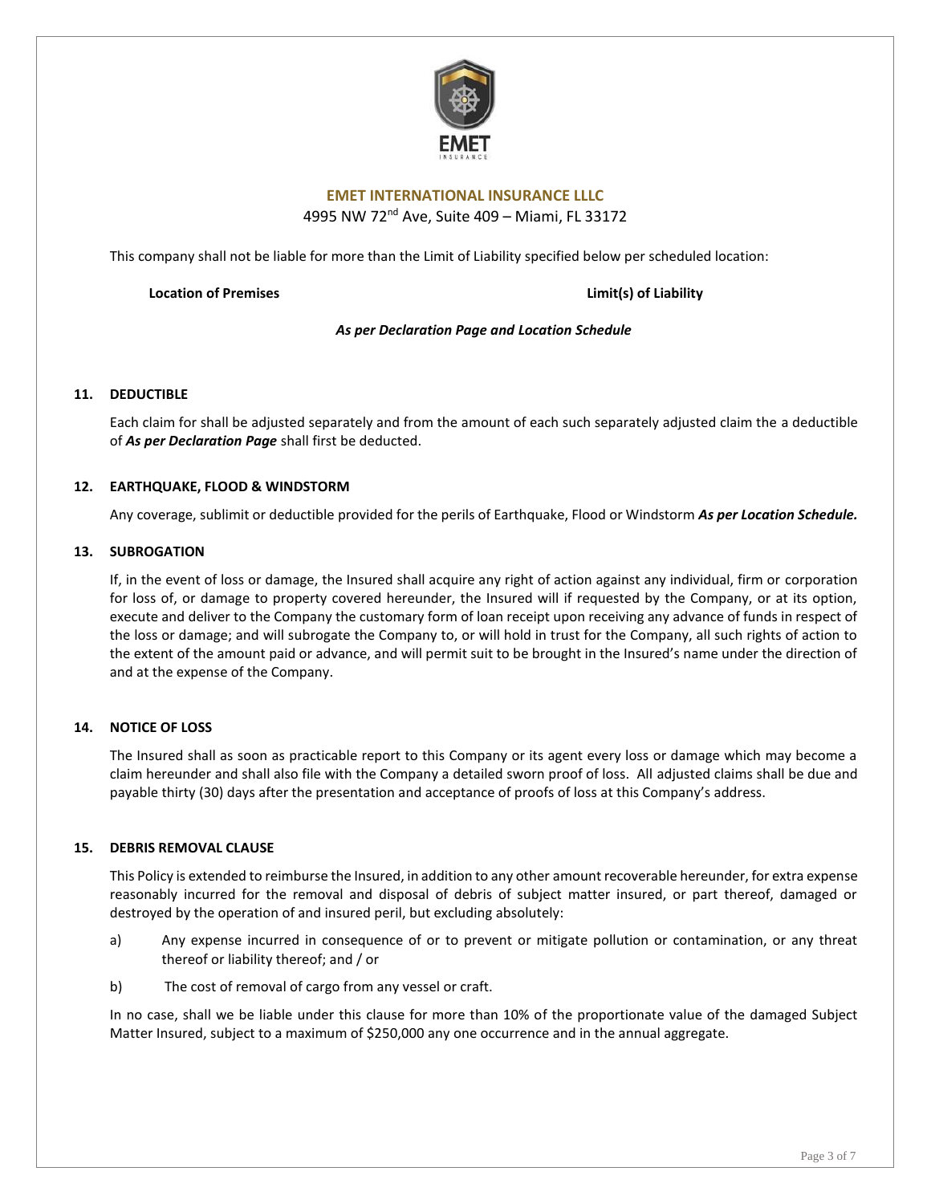**EMET INTERNATIONAL INSURANCE LLLC**
4995 NW 72[nd] Ave, Suite 409 – Miami, FL 33172

This company shall not be liable for more than the Limit of Liability specified below per scheduled location:

| **Location of Premises** | **Limit(s) of Liability** |
| --- | --- |
| ***As per Declaration Page and Location Schedule*** | |

## 11. DEDUCTIBLE

Each claim for shall be adjusted separately and from the amount of each such separately adjusted claim the a deductible of ***As per Declaration Page*** shall first be deducted.

## 12. EARTHQUAKE, FLOOD & WINDSTORM

Any coverage, sublimit or deductible provided for the perils of Earthquake, Flood or Windstorm ***As per Location Schedule.***

## 13. SUBROGATION

If, in the event of loss or damage, the Insured shall acquire any right of action against any individual, firm or corporation for loss of, or damage to property covered hereunder, the Insured will if requested by the Company, or at its option, execute and deliver to the Company the customary form of loan receipt upon receiving any advance of funds in respect of the loss or damage; and will subrogate the Company to, or will hold in trust for the Company, all such rights of action to the extent of the amount paid or advance, and will permit suit to be brought in the Insured's name under the direction of and at the expense of the Company.

## 14. NOTICE OF LOSS

The Insured shall as soon as practicable report to this Company or its agent every loss or damage which may become a claim hereunder and shall also file with the Company a detailed sworn proof of loss. All adjusted claims shall be due and payable thirty (30) days after the presentation and acceptance of proofs of loss at this Company's address.

## 15. DEBRIS REMOVAL CLAUSE

This Policy is extended to reimburse the Insured, in addition to any other amount recoverable hereunder, for extra expense reasonably incurred for the removal and disposal of debris of subject matter insured, or part thereof, damaged or destroyed by the operation of and insured peril, but excluding absolutely:

a) Any expense incurred in consequence of or to prevent or mitigate pollution or contamination, or any threat thereof or liability thereof; and / or

b) The cost of removal of cargo from any vessel or craft.

In no case, shall we be liable under this clause for more than 10% of the proportionate value of the damaged Subject Matter Insured, subject to a maximum of $250,000 any one occurrence and in the annual aggregate.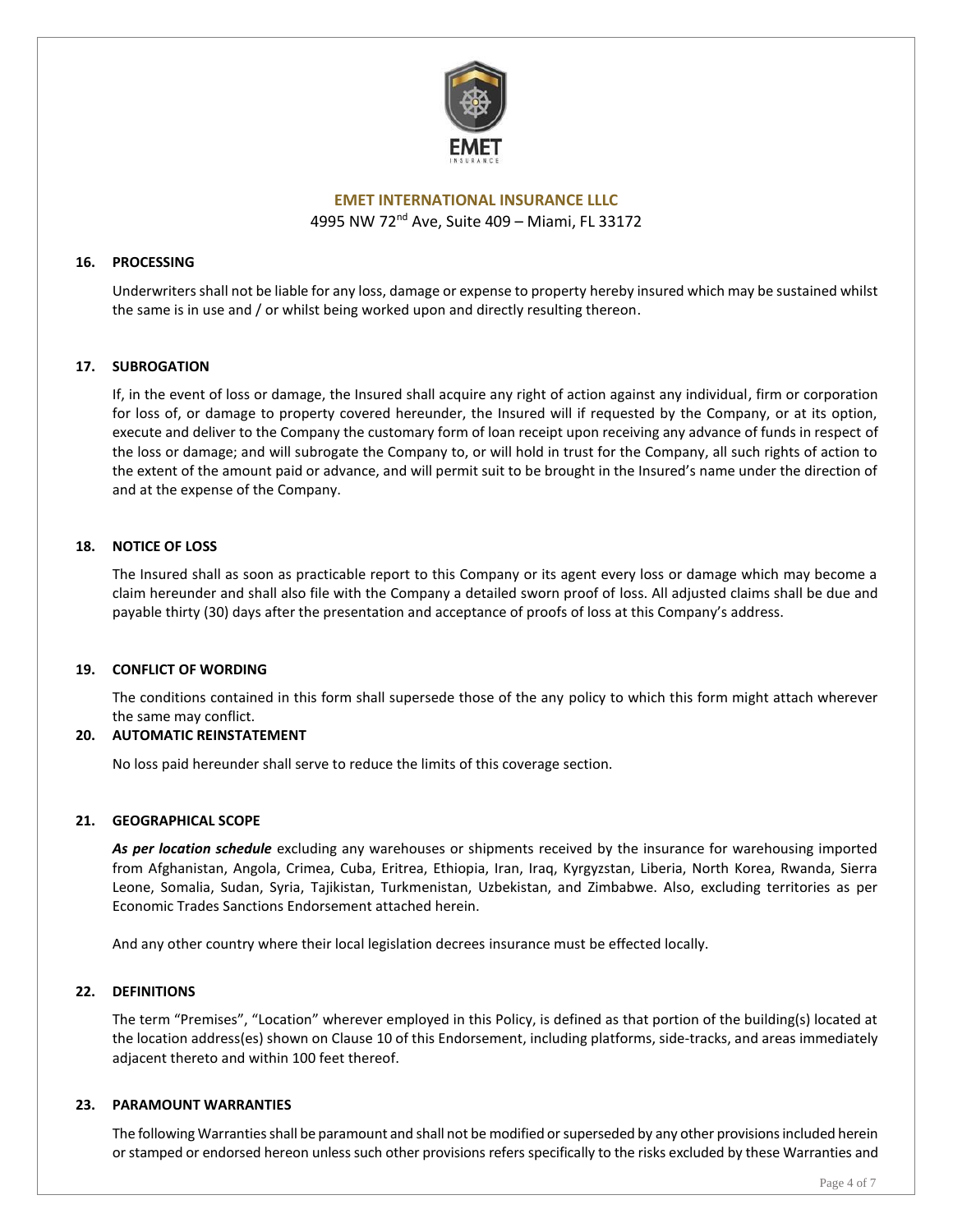**EMET INTERNATIONAL INSURANCE LLLC**
4995 NW 72nd Ave, Suite 409 – Miami, FL 33172

**16. PROCESSING**

Underwriters shall not be liable for any loss, damage or expense to property hereby insured which may be sustained whilst the same is in use and / or whilst being worked upon and directly resulting thereon.

**17. SUBROGATION**

If, in the event of loss or damage, the Insured shall acquire any right of action against any individual, firm or corporation for loss of, or damage to property covered hereunder, the Insured will if requested by the Company, or at its option, execute and deliver to the Company the customary form of loan receipt upon receiving any advance of funds in respect of the loss or damage; and will subrogate the Company to, or will hold in trust for the Company, all such rights of action to the extent of the amount paid or advance, and will permit suit to be brought in the Insured's name under the direction of and at the expense of the Company.

**18. NOTICE OF LOSS**

The Insured shall as soon as practicable report to this Company or its agent every loss or damage which may become a claim hereunder and shall also file with the Company a detailed sworn proof of loss. All adjusted claims shall be due and payable thirty (30) days after the presentation and acceptance of proofs of loss at this Company's address.

**19. CONFLICT OF WORDING**

The conditions contained in this form shall supersede those of the any policy to which this form might attach wherever the same may conflict.

**20. AUTOMATIC REINSTATEMENT**

No loss paid hereunder shall serve to reduce the limits of this coverage section.

**21. GEOGRAPHICAL SCOPE**

***As per location schedule*** excluding any warehouses or shipments received by the insurance for warehousing imported from Afghanistan, Angola, Crimea, Cuba, Eritrea, Ethiopia, Iran, Iraq, Kyrgyzstan, Liberia, North Korea, Rwanda, Sierra Leone, Somalia, Sudan, Syria, Tajikistan, Turkmenistan, Uzbekistan, and Zimbabwe. Also, excluding territories as per Economic Trades Sanctions Endorsement attached herein.

And any other country where their local legislation decrees insurance must be effected locally.

**22. DEFINITIONS**

The term "Premises", "Location" wherever employed in this Policy, is defined as that portion of the building(s) located at the location address(es) shown on Clause 10 of this Endorsement, including platforms, side-tracks, and areas immediately adjacent thereto and within 100 feet thereof.

**23. PARAMOUNT WARRANTIES**

The following Warranties shall be paramount and shall not be modified or superseded by any other provisions included herein or stamped or endorsed hereon unless such other provisions refers specifically to the risks excluded by these Warranties and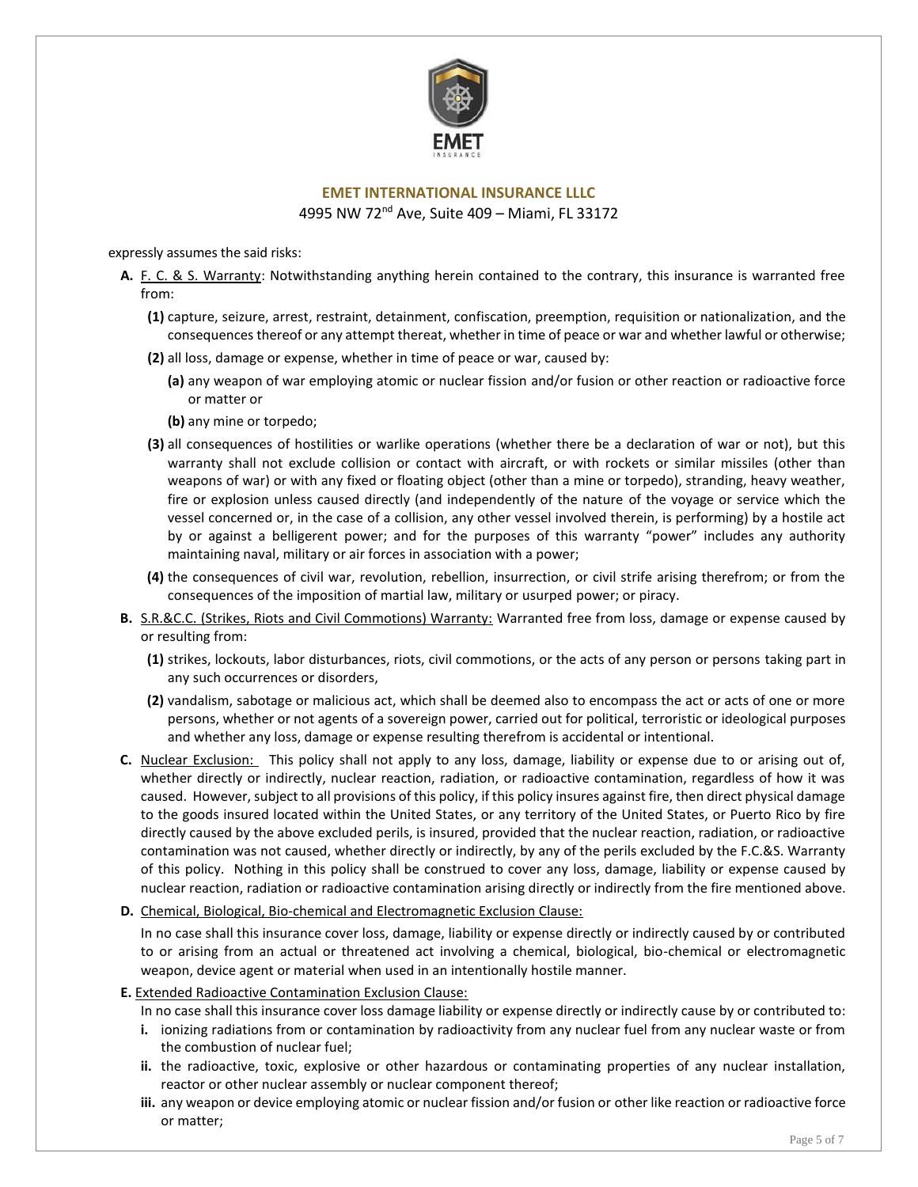**EMET INTERNATIONAL INSURANCE LLLC**

4995 NW 72nd Ave, Suite 409 – Miami, FL 33172

expressly assumes the said risks:

**A.** F. C. & S. Warranty: Notwithstanding anything herein contained to the contrary, this insurance is warranted free from:

- **(1)** capture, seizure, arrest, restraint, detainment, confiscation, preemption, requisition or nationalization, and the consequences thereof or any attempt thereat, whether in time of peace or war and whether lawful or otherwise;
- **(2)** all loss, damage or expense, whether in time of peace or war, caused by:
  - **(a)** any weapon of war employing atomic or nuclear fission and/or fusion or other reaction or radioactive force or matter or
  - **(b)** any mine or torpedo;
- **(3)** all consequences of hostilities or warlike operations (whether there be a declaration of war or not), but this warranty shall not exclude collision or contact with aircraft, or with rockets or similar missiles (other than weapons of war) or with any fixed or floating object (other than a mine or torpedo), stranding, heavy weather, fire or explosion unless caused directly (and independently of the nature of the voyage or service which the vessel concerned or, in the case of a collision, any other vessel involved therein, is performing) by a hostile act by or against a belligerent power; and for the purposes of this warranty "power" includes any authority maintaining naval, military or air forces in association with a power;
- **(4)** the consequences of civil war, revolution, rebellion, insurrection, or civil strife arising therefrom; or from the consequences of the imposition of martial law, military or usurped power; or piracy.

**B.** S.R.&C.C. (Strikes, Riots and Civil Commotions) Warranty: Warranted free from loss, damage or expense caused by or resulting from:

- **(1)** strikes, lockouts, labor disturbances, riots, civil commotions, or the acts of any person or persons taking part in any such occurrences or disorders,
- **(2)** vandalism, sabotage or malicious act, which shall be deemed also to encompass the act or acts of one or more persons, whether or not agents of a sovereign power, carried out for political, terroristic or ideological purposes and whether any loss, damage or expense resulting therefrom is accidental or intentional.

**C.** Nuclear Exclusion: This policy shall not apply to any loss, damage, liability or expense due to or arising out of, whether directly or indirectly, nuclear reaction, radiation, or radioactive contamination, regardless of how it was caused. However, subject to all provisions of this policy, if this policy insures against fire, then direct physical damage to the goods insured located within the United States, or any territory of the United States, or Puerto Rico by fire directly caused by the above excluded perils, is insured, provided that the nuclear reaction, radiation, or radioactive contamination was not caused, whether directly or indirectly, by any of the perils excluded by the F.C.&S. Warranty of this policy. Nothing in this policy shall be construed to cover any loss, damage, liability or expense caused by nuclear reaction, radiation or radioactive contamination arising directly or indirectly from the fire mentioned above.

**D.** Chemical, Biological, Bio-chemical and Electromagnetic Exclusion Clause:

In no case shall this insurance cover loss, damage, liability or expense directly or indirectly caused by or contributed to or arising from an actual or threatened act involving a chemical, biological, bio-chemical or electromagnetic weapon, device agent or material when used in an intentionally hostile manner.

**E.** Extended Radioactive Contamination Exclusion Clause:

In no case shall this insurance cover loss damage liability or expense directly or indirectly cause by or contributed to:

- **i.** ionizing radiations from or contamination by radioactivity from any nuclear fuel from any nuclear waste or from the combustion of nuclear fuel;
- **ii.** the radioactive, toxic, explosive or other hazardous or contaminating properties of any nuclear installation, reactor or other nuclear assembly or nuclear component thereof;
- **iii.** any weapon or device employing atomic or nuclear fission and/or fusion or other like reaction or radioactive force or matter;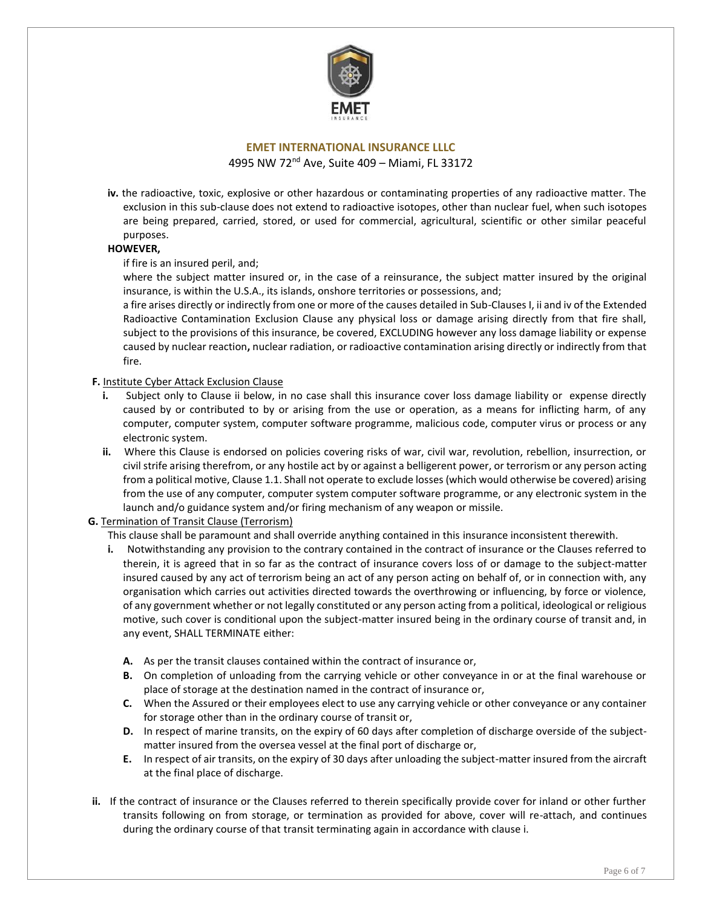**EMET INTERNATIONAL INSURANCE LLLC**
4995 NW 72nd Ave, Suite 409 – Miami, FL 33172

**iv.** the radioactive, toxic, explosive or other hazardous or contaminating properties of any radioactive matter. The exclusion in this sub-clause does not extend to radioactive isotopes, other than nuclear fuel, when such isotopes are being prepared, carried, stored, or used for commercial, agricultural, scientific or other similar peaceful purposes.

**HOWEVER,**

if fire is an insured peril, and;

where the subject matter insured or, in the case of a reinsurance, the subject matter insured by the original insurance, is within the U.S.A., its islands, onshore territories or possessions, and;

a fire arises directly or indirectly from one or more of the causes detailed in Sub-Clauses I, ii and iv of the Extended Radioactive Contamination Exclusion Clause any physical loss or damage arising directly from that fire shall, subject to the provisions of this insurance, be covered, EXCLUDING however any loss damage liability or expense caused by nuclear reaction**,** nuclear radiation, or radioactive contamination arising directly or indirectly from that fire.

**F.** Institute Cyber Attack Exclusion Clause

**i.** Subject only to Clause ii below, in no case shall this insurance cover loss damage liability or expense directly caused by or contributed to by or arising from the use or operation, as a means for inflicting harm, of any computer, computer system, computer software programme, malicious code, computer virus or process or any electronic system.

**ii.** Where this Clause is endorsed on policies covering risks of war, civil war, revolution, rebellion, insurrection, or civil strife arising therefrom, or any hostile act by or against a belligerent power, or terrorism or any person acting from a political motive, Clause 1.1. Shall not operate to exclude losses (which would otherwise be covered) arising from the use of any computer, computer system computer software programme, or any electronic system in the launch and/o guidance system and/or firing mechanism of any weapon or missile.

**G.** Termination of Transit Clause (Terrorism)

This clause shall be paramount and shall override anything contained in this insurance inconsistent therewith.

**i.** Notwithstanding any provision to the contrary contained in the contract of insurance or the Clauses referred to therein, it is agreed that in so far as the contract of insurance covers loss of or damage to the subject-matter insured caused by any act of terrorism being an act of any person acting on behalf of, or in connection with, any organisation which carries out activities directed towards the overthrowing or influencing, by force or violence, of any government whether or not legally constituted or any person acting from a political, ideological or religious motive, such cover is conditional upon the subject-matter insured being in the ordinary course of transit and, in any event, SHALL TERMINATE either:

**A.** As per the transit clauses contained within the contract of insurance or,

**B.** On completion of unloading from the carrying vehicle or other conveyance in or at the final warehouse or place of storage at the destination named in the contract of insurance or,

**C.** When the Assured or their employees elect to use any carrying vehicle or other conveyance or any container for storage other than in the ordinary course of transit or,

**D.** In respect of marine transits, on the expiry of 60 days after completion of discharge overside of the subject-matter insured from the oversea vessel at the final port of discharge or,

**E.** In respect of air transits, on the expiry of 30 days after unloading the subject-matter insured from the aircraft at the final place of discharge.

**ii.** If the contract of insurance or the Clauses referred to therein specifically provide cover for inland or other further transits following on from storage, or termination as provided for above, cover will re-attach, and continues during the ordinary course of that transit terminating again in accordance with clause i.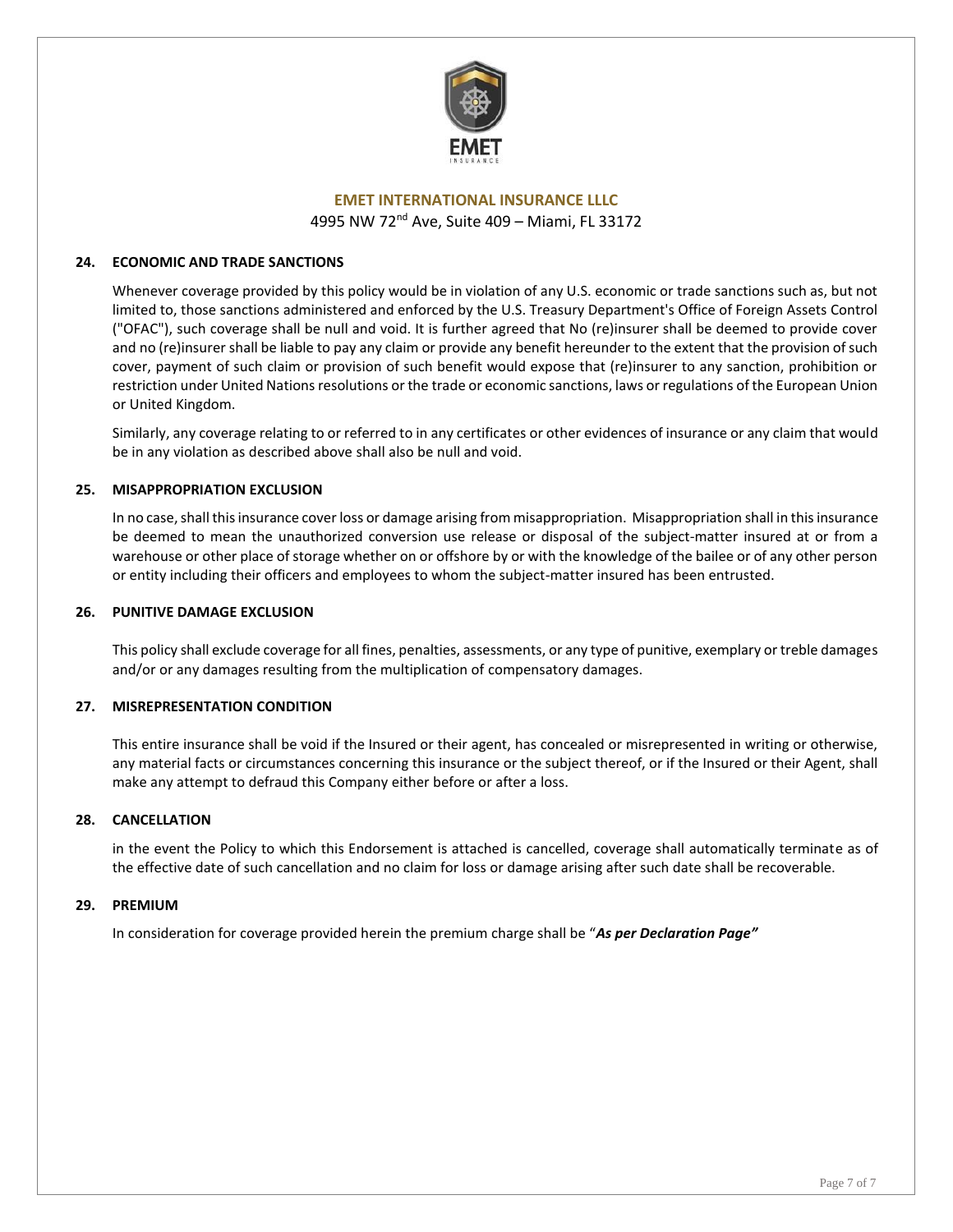**EMET INTERNATIONAL INSURANCE LLLC**
4995 NW 72nd Ave, Suite 409 – Miami, FL 33172

**24. ECONOMIC AND TRADE SANCTIONS**

Whenever coverage provided by this policy would be in violation of any U.S. economic or trade sanctions such as, but not limited to, those sanctions administered and enforced by the U.S. Treasury Department's Office of Foreign Assets Control ("OFAC"), such coverage shall be null and void. It is further agreed that No (re)insurer shall be deemed to provide cover and no (re)insurer shall be liable to pay any claim or provide any benefit hereunder to the extent that the provision of such cover, payment of such claim or provision of such benefit would expose that (re)insurer to any sanction, prohibition or restriction under United Nations resolutions or the trade or economic sanctions, laws or regulations of the European Union or United Kingdom.

Similarly, any coverage relating to or referred to in any certificates or other evidences of insurance or any claim that would be in any violation as described above shall also be null and void.

**25. MISAPPROPRIATION EXCLUSION**

In no case, shall this insurance cover loss or damage arising from misappropriation. Misappropriation shall in this insurance be deemed to mean the unauthorized conversion use release or disposal of the subject-matter insured at or from a warehouse or other place of storage whether on or offshore by or with the knowledge of the bailee or of any other person or entity including their officers and employees to whom the subject-matter insured has been entrusted.

**26. PUNITIVE DAMAGE EXCLUSION**

This policy shall exclude coverage for all fines, penalties, assessments, or any type of punitive, exemplary or treble damages and/or or any damages resulting from the multiplication of compensatory damages.

**27. MISREPRESENTATION CONDITION**

This entire insurance shall be void if the Insured or their agent, has concealed or misrepresented in writing or otherwise, any material facts or circumstances concerning this insurance or the subject thereof, or if the Insured or their Agent, shall make any attempt to defraud this Company either before or after a loss.

**28. CANCELLATION**

in the event the Policy to which this Endorsement is attached is cancelled, coverage shall automatically terminate as of the effective date of such cancellation and no claim for loss or damage arising after such date shall be recoverable.

**29. PREMIUM**

In consideration for coverage provided herein the premium charge shall be "***As per Declaration Page"***